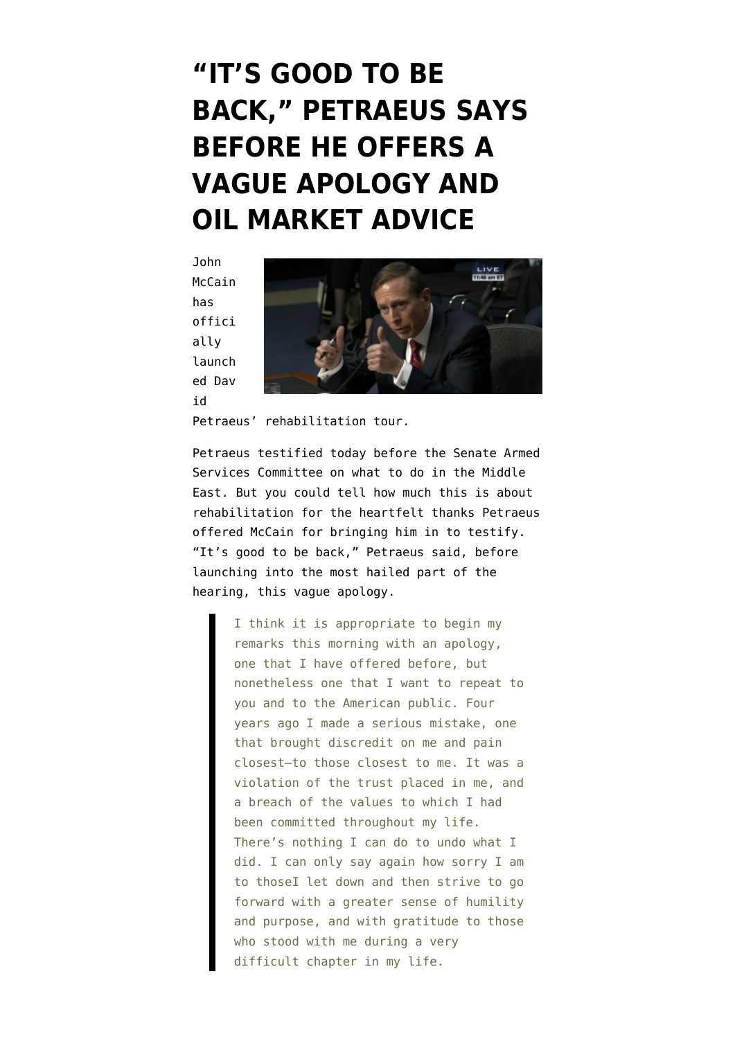# "IT'S GOOD TO BE BACK," PETRAEUS SAYS BEFORE HE OFFERS A VAGUE APOLOGY AND OIL MARKET ADVICE

John McCain has officially launched David Petraeus' rehabilitation tour.

Petraeus testified today before the Senate Armed Services Committee on what to do in the Middle East. But you could tell how much this is about rehabilitation for the heartfelt thanks Petraeus offered McCain for bringing him in to testify. "It's good to be back," Petraeus said, before launching into the most hailed part of the hearing, this vague apology.

> I think it is appropriate to begin my remarks this morning with an apology, one that I have offered before, but nonetheless one that I want to repeat to you and to the American public. Four years ago I made a serious mistake, one that brought discredit on me and pain closest—to those closest to me. It was a violation of the trust placed in me, and a breach of the values to which I had been committed throughout my life. There's nothing I can do to undo what I did. I can only say again how sorry I am to thoseI let down and then strive to go forward with a greater sense of humility and purpose, and with gratitude to those who stood with me during a very difficult chapter in my life.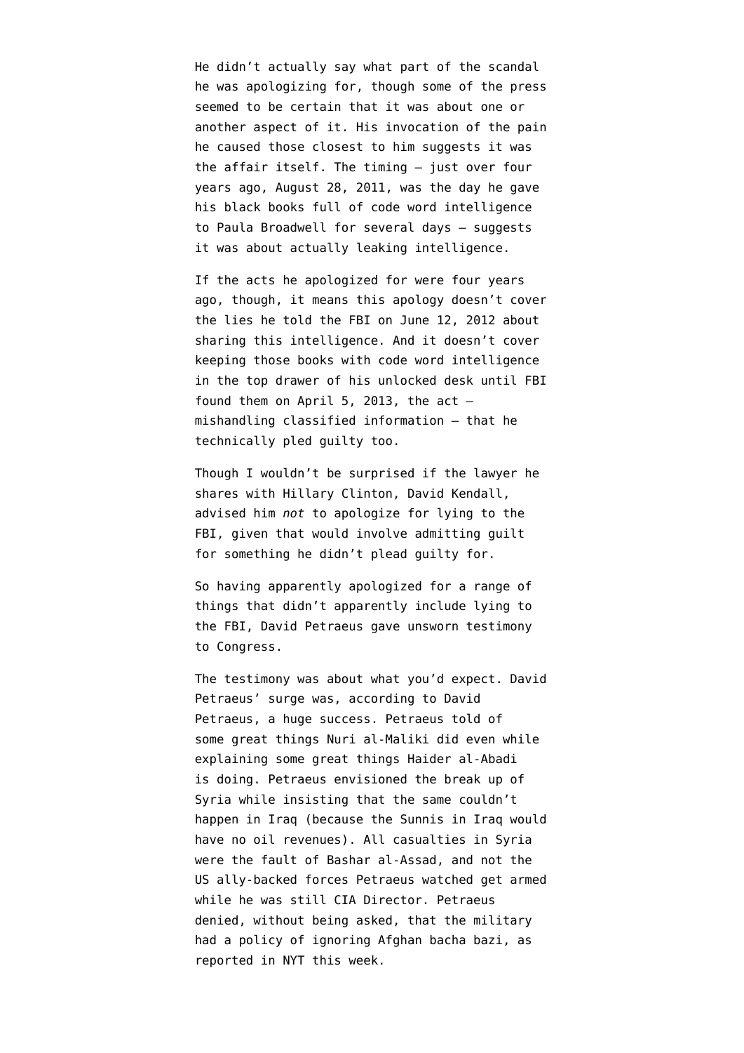He didn't actually say what part of the scandal he was apologizing for, though some of the press seemed to be certain that it was about one or another aspect of it. His invocation of the pain he caused those closest to him suggests it was the affair itself. The timing — just over four years ago, August 28, 2011, was the day he gave his black books full of code word intelligence to Paula Broadwell for several days — suggests it was about actually leaking intelligence.

If the acts he apologized for were four years ago, though, it means this apology doesn't cover the lies he told the FBI on June 12, 2012 about sharing this intelligence. And it doesn't cover keeping those books with code word intelligence in the top drawer of his unlocked desk until FBI found them on April 5, 2013, the act — mishandling classified information — that he technically pled guilty too.

Though I wouldn't be surprised if the lawyer he shares with Hillary Clinton, David Kendall, advised him *not* to apologize for lying to the FBI, given that would involve admitting guilt for something he didn't plead guilty for.

So having apparently apologized for a range of things that didn't apparently include lying to the FBI, David Petraeus gave unsworn testimony to Congress.

The testimony was about what you'd expect. David Petraeus' surge was, according to David Petraeus, a huge success. Petraeus told of some great things Nuri al-Maliki did even while explaining some great things Haider al-Abadi is doing. Petraeus envisioned the break up of Syria while insisting that the same couldn't happen in Iraq (because the Sunnis in Iraq would have no oil revenues). All casualties in Syria were the fault of Bashar al-Assad, and not the US ally-backed forces Petraeus watched get armed while he was still CIA Director. Petraeus denied, without being asked, that the military had a policy of ignoring Afghan bacha bazi, as reported in NYT this week.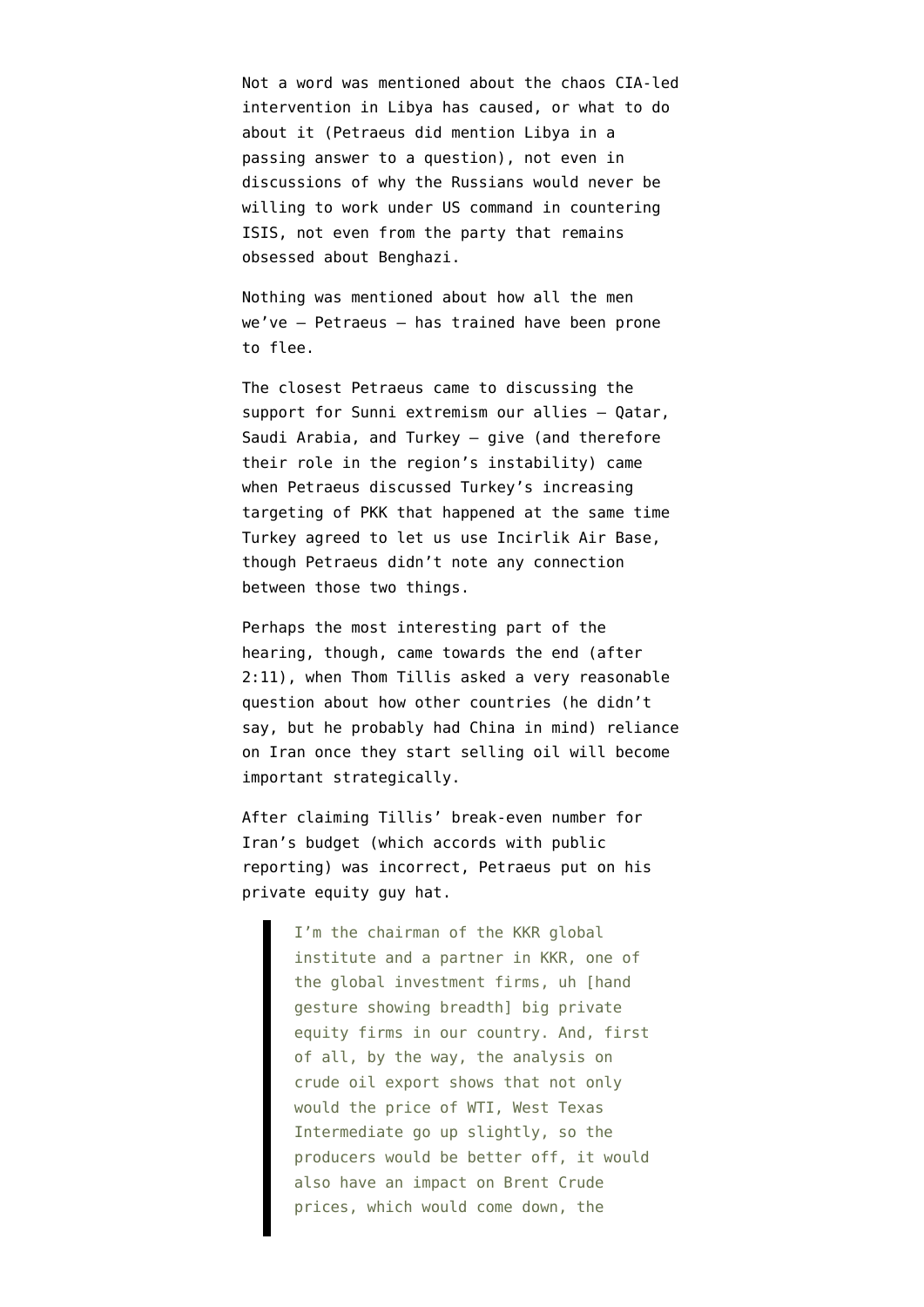Not a word was mentioned about the chaos CIA-led intervention in Libya has caused, or what to do about it (Petraeus did mention Libya in a passing answer to a question), not even in discussions of why the Russians would never be willing to work under US command in countering ISIS, not even from the party that remains obsessed about Benghazi.

Nothing was mentioned about how all the men we've — Petraeus — has trained have been prone to flee.

The closest Petraeus came to discussing the support for Sunni extremism our allies — Qatar, Saudi Arabia, and Turkey — give (and therefore their role in the region's instability) came when Petraeus discussed Turkey's increasing targeting of PKK that happened at the same time Turkey agreed to let us use Incirlik Air Base, though Petraeus didn't note any connection between those two things.

Perhaps the most interesting part of the hearing, though, came towards the end (after 2:11), when Thom Tillis asked a very reasonable question about how other countries (he didn't say, but he probably had China in mind) reliance on Iran once they start selling oil will become important strategically.

After claiming Tillis' break-even number for Iran's budget (which accords with public reporting) was incorrect, Petraeus put on his private equity guy hat.

> I'm the chairman of the KKR global institute and a partner in KKR, one of the global investment firms, uh [hand gesture showing breadth] big private equity firms in our country. And, first of all, by the way, the analysis on crude oil export shows that not only would the price of WTI, West Texas Intermediate go up slightly, so the producers would be better off, it would also have an impact on Brent Crude prices, which would come down, the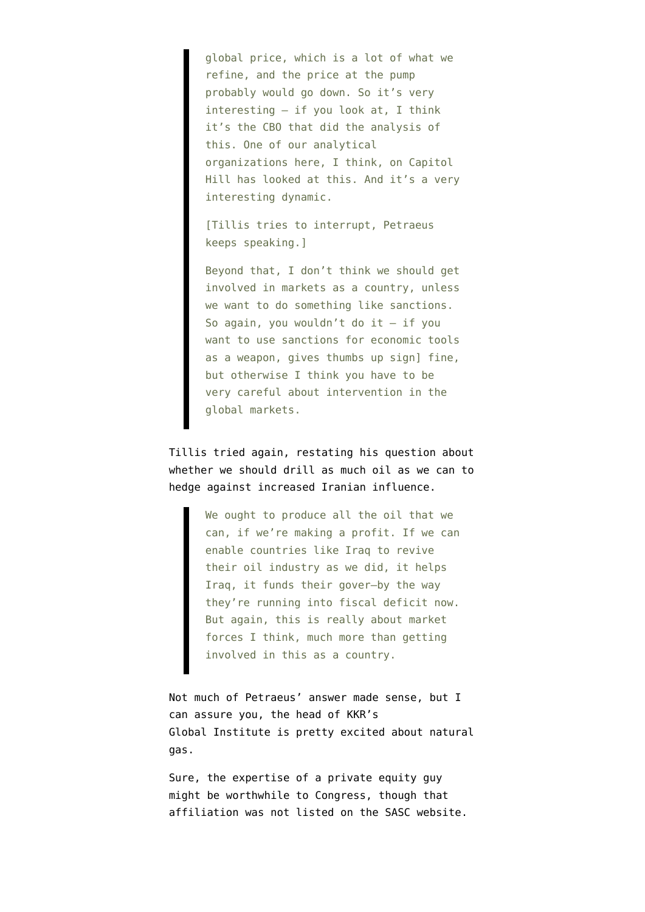> global price, which is a lot of what we refine, and the price at the pump probably would go down. So it's very interesting – if you look at, I think it's the CBO that did the analysis of this. One of our analytical organizations here, I think, on Capitol Hill has looked at this. And it's a very interesting dynamic.
>
> [Tillis tries to interrupt, Petraeus keeps speaking.]
>
> Beyond that, I don't think we should get involved in markets as a country, unless we want to do something like sanctions. So again, you wouldn't do it – if you want to use sanctions for economic tools as a weapon, gives thumbs up sign] fine, but otherwise I think you have to be very careful about intervention in the global markets.

Tillis tried again, restating his question about whether we should drill as much oil as we can to hedge against increased Iranian influence.

> We ought to produce all the oil that we can, if we're making a profit. If we can enable countries like Iraq to revive their oil industry as we did, it helps Iraq, it funds their gover–by the way they're running into fiscal deficit now. But again, this is really about market forces I think, much more than getting involved in this as a country.

Not much of Petraeus' answer made sense, but I can assure you, the head of KKR's Global Institute is pretty excited about natural gas.

Sure, the expertise of a private equity guy might be worthwhile to Congress, though that affiliation was not listed on the SASC website.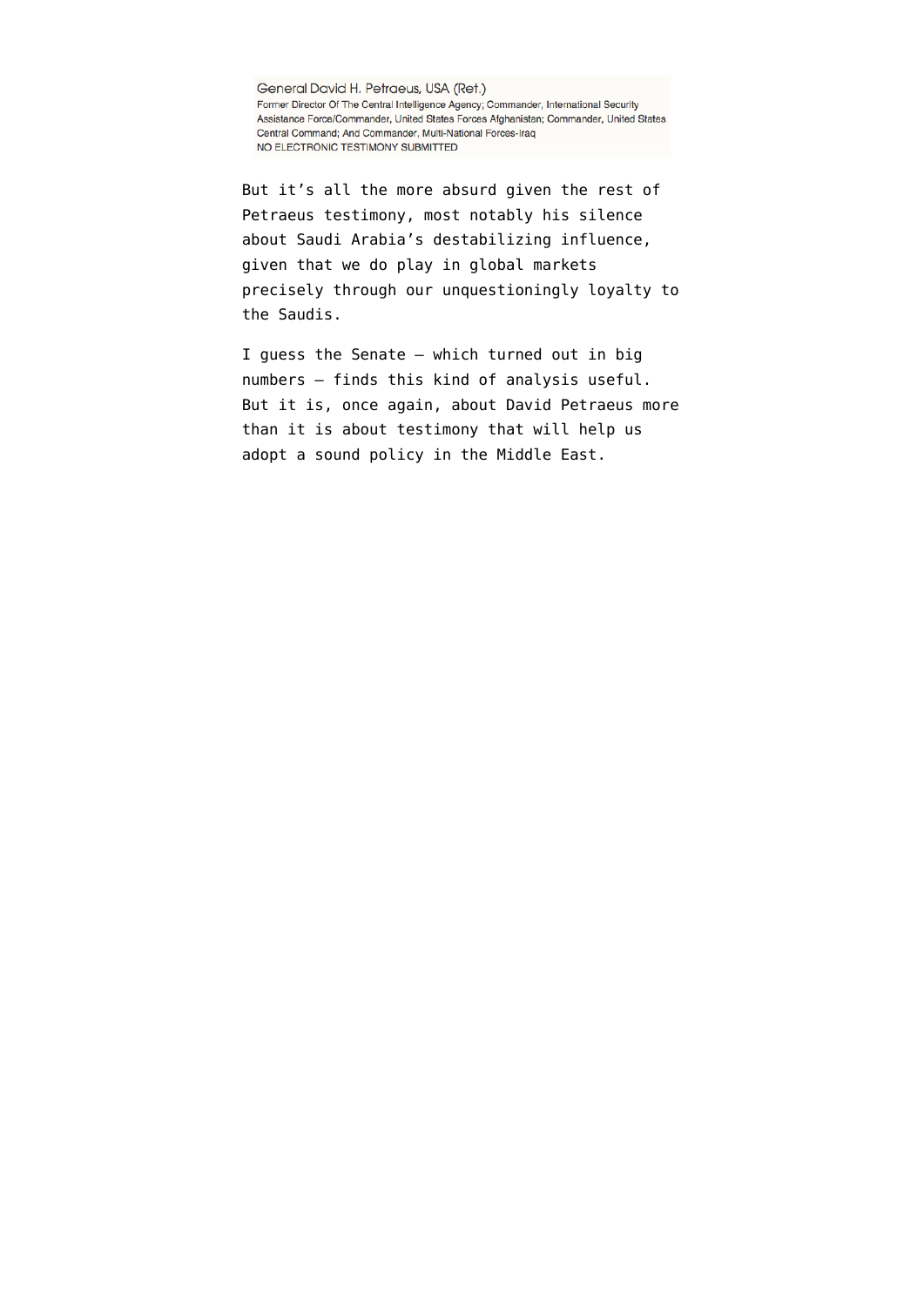General David H. Petraeus, USA (Ret.)
Former Director Of The Central Intelligence Agency; Commander, International Security Assistance Force/Commander, United States Forces Afghanistan; Commander, United States Central Command; And Commander, Multi-National Forces-Iraq
NO ELECTRONIC TESTIMONY SUBMITTED

But it’s all the more absurd given the rest of Petraeus testimony, most notably his silence about Saudi Arabia’s destabilizing influence, given that we do play in global markets precisely through our unquestioningly loyalty to the Saudis.

I guess the Senate — which turned out in big numbers — finds this kind of analysis useful. But it is, once again, about David Petraeus more than it is about testimony that will help us adopt a sound policy in the Middle East.